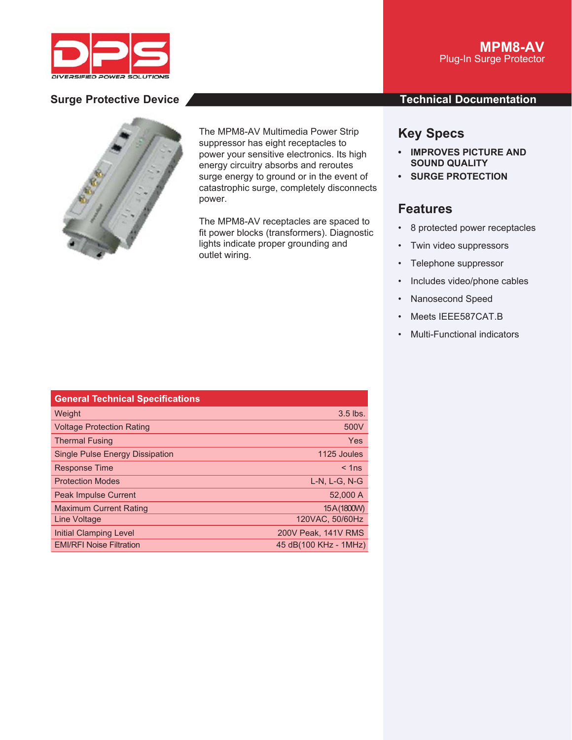DIVERSIFIED POWER SOLUTIONS

# MPM8-AV

Plug-In Surge Protector

## Surge Protective Device

## Technical Documentation

The MPM8-AV Multimedia Power Strip suppressor has eight receptacles to power your sensitive electronics. Its high energy circuitry absorbs and reroutes surge energy to ground or in the event of catastrophic surge, completely disconnects power.

The MPM8-AV receptacles are spaced to fit power blocks (transformers). Diagnostic lights indicate proper grounding and outlet wiring.

## Key Specs

- **IMPROVES PICTURE AND SOUND QUALITY**
- **SURGE PROTECTION**

## Features

- 8 protected power receptacles
- Twin video suppressors
- Telephone suppressor
- Includes video/phone cables
- Nanosecond Speed
- Meets IEEE587CAT.B
- Multi-Functional indicators

| General Technical Specifications | |
|---|---|
| Weight | 3.5 lbs. |
| Voltage Protection Rating | 500V |
| Thermal Fusing | Yes |
| Single Pulse Energy Dissipation | 1125 Joules |
| Response Time | < 1ns |
| Protection Modes | L-N, L-G, N-G |
| Peak Impulse Current | 52,000 A |
| Maximum Current Rating | 15A(1800W) |
| Line Voltage | 120VAC, 50/60Hz |
| Initial Clamping Level | 200V Peak, 141V RMS |
| EMI/RFI Noise Filtration | 45 dB(100 KHz - 1MHz) |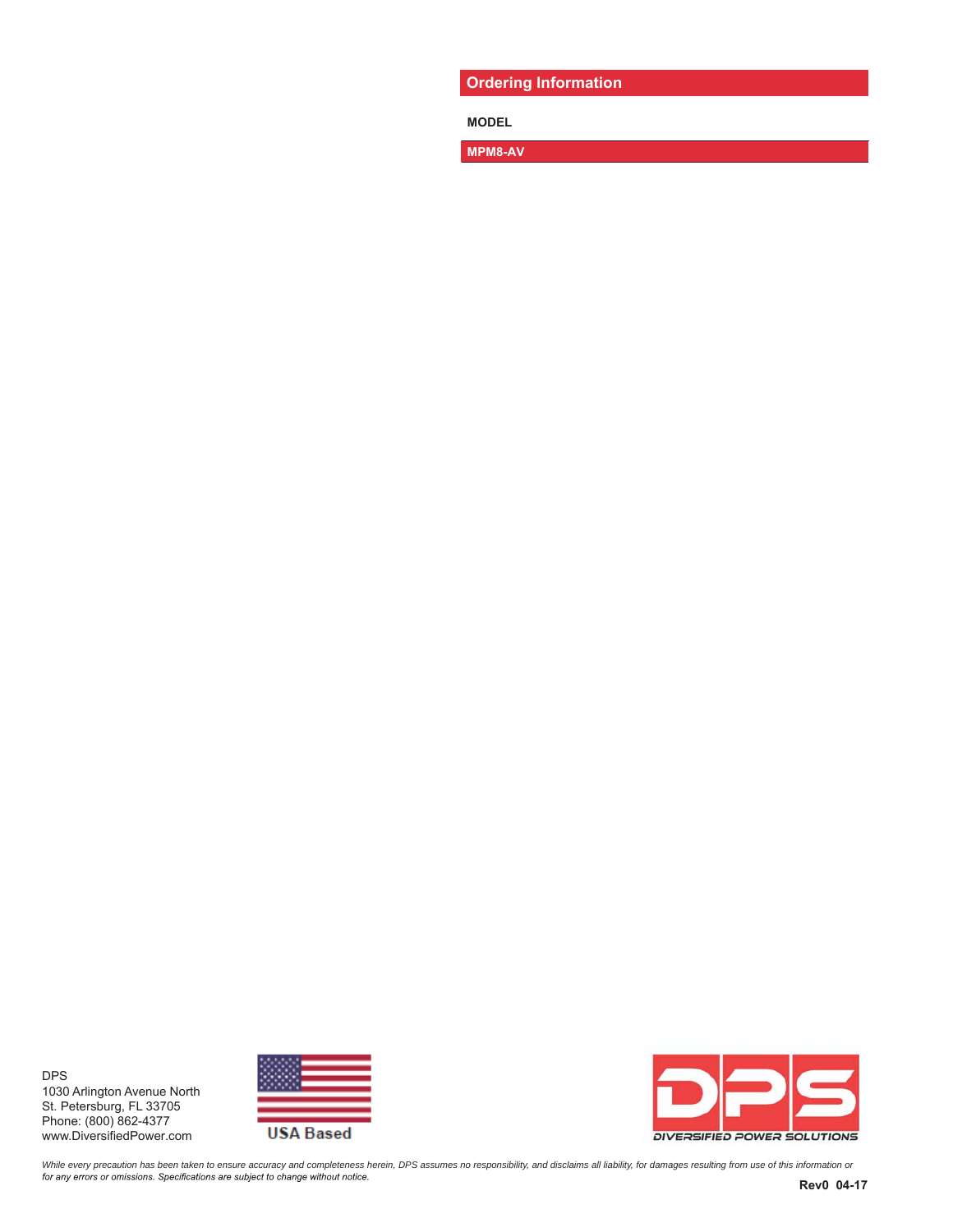## Ordering Information

| MODEL |
| --- |
| **MPM8-AV** |

DPS
1030 Arlington Avenue North
St. Petersburg, FL 33705
Phone: (800) 862-4377
www.DiversifiedPower.com

USA Based

DIVERSIFIED POWER SOLUTIONS

*While every precaution has been taken to ensure accuracy and completeness herein, DPS assumes no responsibility, and disclaims all liability, for damages resulting from use of this information or for any errors or omissions. Specifications are subject to change without notice.*

**Rev0 04-17**